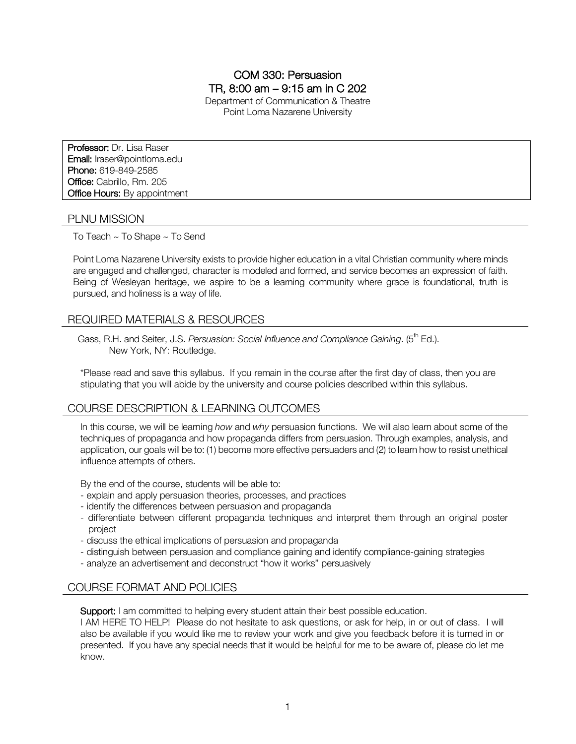# COM 330: Persuasion
## TR, 8:00 am – 9:15 am in C 202

Department of Communication & Theatre
Point Loma Nazarene University

**Professor:** Dr. Lisa Raser
**Email:** lraser@pointloma.edu
**Phone:** 619-849-2585
**Office:** Cabrillo, Rm. 205
**Office Hours:** By appointment

## PLNU MISSION

To Teach ~ To Shape ~ To Send

Point Loma Nazarene University exists to provide higher education in a vital Christian community where minds are engaged and challenged, character is modeled and formed, and service becomes an expression of faith. Being of Wesleyan heritage, we aspire to be a learning community where grace is foundational, truth is pursued, and holiness is a way of life.

## REQUIRED MATERIALS & RESOURCES

Gass, R.H. and Seiter, J.S. *Persuasion: Social Influence and Compliance Gaining*. (5th Ed.). New York, NY: Routledge.

*Please read and save this syllabus. If you remain in the course after the first day of class, then you are stipulating that you will abide by the university and course policies described within this syllabus.

## COURSE DESCRIPTION & LEARNING OUTCOMES

In this course, we will be learning *how* and *why* persuasion functions. We will also learn about some of the techniques of propaganda and how propaganda differs from persuasion. Through examples, analysis, and application, our goals will be to: (1) become more effective persuaders and (2) to learn how to resist unethical influence attempts of others.

By the end of the course, students will be able to:

- explain and apply persuasion theories, processes, and practices
- identify the differences between persuasion and propaganda
- differentiate between different propaganda techniques and interpret them through an original poster project
- discuss the ethical implications of persuasion and propaganda
- distinguish between persuasion and compliance gaining and identify compliance-gaining strategies
- analyze an advertisement and deconstruct "how it works" persuasively

## COURSE FORMAT AND POLICIES

**Support:** I am committed to helping every student attain their best possible education.
I AM HERE TO HELP! Please do not hesitate to ask questions, or ask for help, in or out of class. I will also be available if you would like me to review your work and give you feedback before it is turned in or presented. If you have any special needs that it would be helpful for me to be aware of, please do let me know.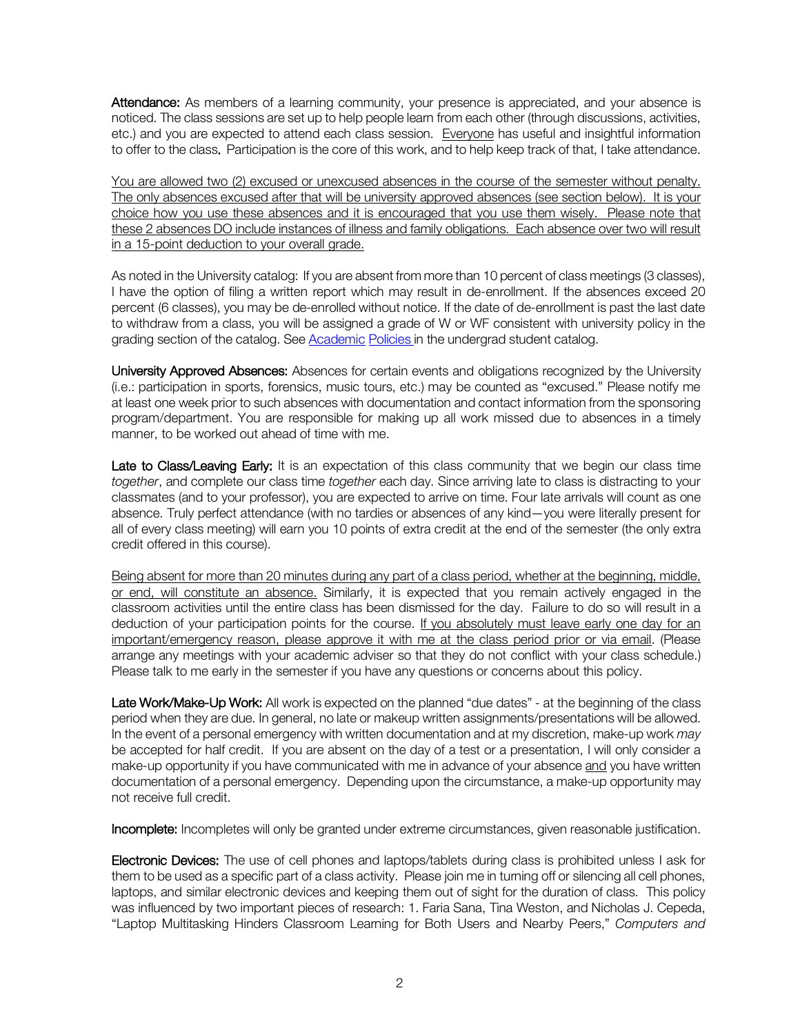**Attendance:** As members of a learning community, your presence is appreciated, and your absence is noticed. The class sessions are set up to help people learn from each other (through discussions, activities, etc.) and you are expected to attend each class session. Everyone has useful and insightful information to offer to the class. Participation is the core of this work, and to help keep track of that, I take attendance.

You are allowed two (2) excused or unexcused absences in the course of the semester without penalty. The only absences excused after that will be university approved absences (see section below). It is your choice how you use these absences and it is encouraged that you use them wisely. Please note that these 2 absences DO include instances of illness and family obligations. Each absence over two will result in a 15-point deduction to your overall grade.

As noted in the University catalog: If you are absent from more than 10 percent of class meetings (3 classes), I have the option of filing a written report which may result in de-enrollment. If the absences exceed 20 percent (6 classes), you may be de-enrolled without notice. If the date of de-enrollment is past the last date to withdraw from a class, you will be assigned a grade of W or WF consistent with university policy in the grading section of the catalog. See Academic Policies in the undergrad student catalog.

**University Approved Absences:** Absences for certain events and obligations recognized by the University (i.e.: participation in sports, forensics, music tours, etc.) may be counted as "excused." Please notify me at least one week prior to such absences with documentation and contact information from the sponsoring program/department. You are responsible for making up all work missed due to absences in a timely manner, to be worked out ahead of time with me.

**Late to Class/Leaving Early:** It is an expectation of this class community that we begin our class time *together*, and complete our class time *together* each day. Since arriving late to class is distracting to your classmates (and to your professor), you are expected to arrive on time. Four late arrivals will count as one absence. Truly perfect attendance (with no tardies or absences of any kind—you were literally present for all of every class meeting) will earn you 10 points of extra credit at the end of the semester (the only extra credit offered in this course).

Being absent for more than 20 minutes during any part of a class period, whether at the beginning, middle, or end, will constitute an absence. Similarly, it is expected that you remain actively engaged in the classroom activities until the entire class has been dismissed for the day. Failure to do so will result in a deduction of your participation points for the course. If you absolutely must leave early one day for an important/emergency reason, please approve it with me at the class period prior or via email. (Please arrange any meetings with your academic adviser so that they do not conflict with your class schedule.) Please talk to me early in the semester if you have any questions or concerns about this policy.

**Late Work/Make-Up Work:** All work is expected on the planned "due dates" - at the beginning of the class period when they are due. In general, no late or makeup written assignments/presentations will be allowed. In the event of a personal emergency with written documentation and at my discretion, make-up work *may* be accepted for half credit. If you are absent on the day of a test or a presentation, I will only consider a make-up opportunity if you have communicated with me in advance of your absence and you have written documentation of a personal emergency. Depending upon the circumstance, a make-up opportunity may not receive full credit.

**Incomplete:** Incompletes will only be granted under extreme circumstances, given reasonable justification.

**Electronic Devices:** The use of cell phones and laptops/tablets during class is prohibited unless I ask for them to be used as a specific part of a class activity. Please join me in turning off or silencing all cell phones, laptops, and similar electronic devices and keeping them out of sight for the duration of class. This policy was influenced by two important pieces of research: 1. Faria Sana, Tina Weston, and Nicholas J. Cepeda, "Laptop Multitasking Hinders Classroom Learning for Both Users and Nearby Peers," *Computers and*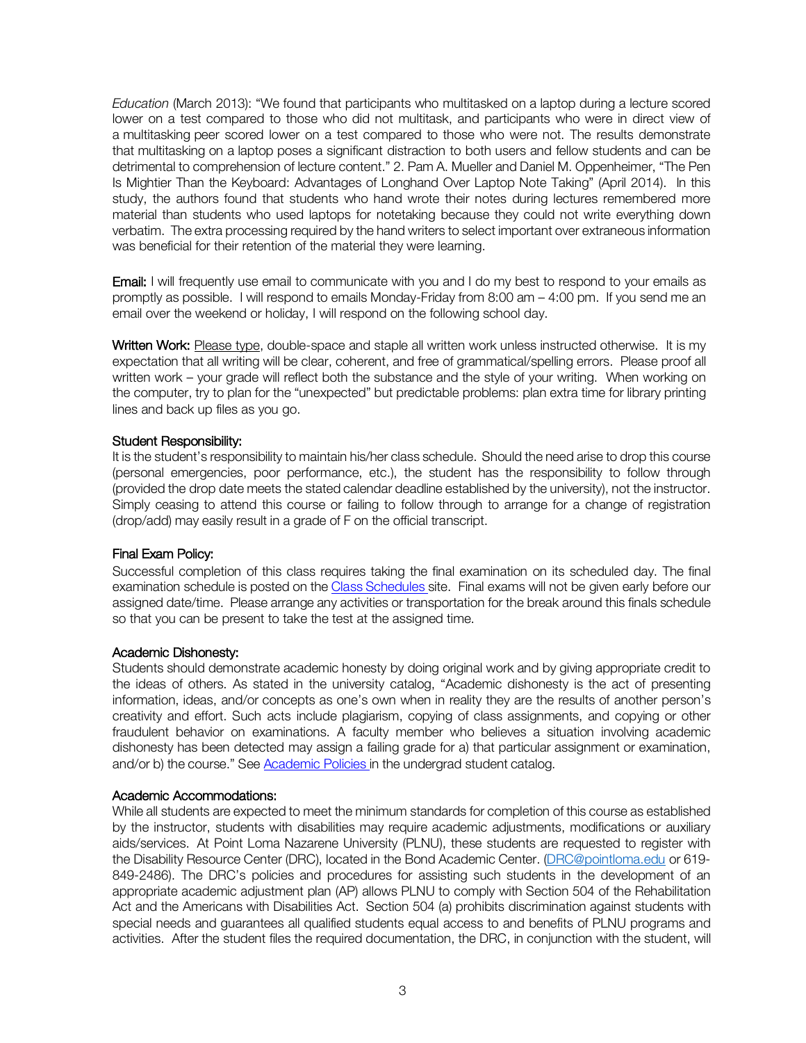*Education* (March 2013): "We found that participants who multitasked on a laptop during a lecture scored lower on a test compared to those who did not multitask, and participants who were in direct view of a multitasking peer scored lower on a test compared to those who were not. The results demonstrate that multitasking on a laptop poses a significant distraction to both users and fellow students and can be detrimental to comprehension of lecture content." 2. Pam A. Mueller and Daniel M. Oppenheimer, "The Pen Is Mightier Than the Keyboard: Advantages of Longhand Over Laptop Note Taking" (April 2014). In this study, the authors found that students who hand wrote their notes during lectures remembered more material than students who used laptops for notetaking because they could not write everything down verbatim. The extra processing required by the hand writers to select important over extraneous information was beneficial for their retention of the material they were learning.

**Email:** I will frequently use email to communicate with you and I do my best to respond to your emails as promptly as possible. I will respond to emails Monday-Friday from 8:00 am – 4:00 pm. If you send me an email over the weekend or holiday, I will respond on the following school day.

**Written Work:** Please type, double-space and staple all written work unless instructed otherwise. It is my expectation that all writing will be clear, coherent, and free of grammatical/spelling errors. Please proof all written work – your grade will reflect both the substance and the style of your writing. When working on the computer, try to plan for the "unexpected" but predictable problems: plan extra time for library printing lines and back up files as you go.

### Student Responsibility:

It is the student's responsibility to maintain his/her class schedule. Should the need arise to drop this course (personal emergencies, poor performance, etc.), the student has the responsibility to follow through (provided the drop date meets the stated calendar deadline established by the university), not the instructor. Simply ceasing to attend this course or failing to follow through to arrange for a change of registration (drop/add) may easily result in a grade of F on the official transcript.

### Final Exam Policy:

Successful completion of this class requires taking the final examination on its scheduled day. The final examination schedule is posted on the Class Schedules site. Final exams will not be given early before our assigned date/time. Please arrange any activities or transportation for the break around this finals schedule so that you can be present to take the test at the assigned time.

### Academic Dishonesty:

Students should demonstrate academic honesty by doing original work and by giving appropriate credit to the ideas of others. As stated in the university catalog, "Academic dishonesty is the act of presenting information, ideas, and/or concepts as one's own when in reality they are the results of another person's creativity and effort. Such acts include plagiarism, copying of class assignments, and copying or other fraudulent behavior on examinations. A faculty member who believes a situation involving academic dishonesty has been detected may assign a failing grade for a) that particular assignment or examination, and/or b) the course." See Academic Policies in the undergrad student catalog.

### Academic Accommodations:

While all students are expected to meet the minimum standards for completion of this course as established by the instructor, students with disabilities may require academic adjustments, modifications or auxiliary aids/services. At Point Loma Nazarene University (PLNU), these students are requested to register with the Disability Resource Center (DRC), located in the Bond Academic Center. (DRC@pointloma.edu or 619-849-2486). The DRC's policies and procedures for assisting such students in the development of an appropriate academic adjustment plan (AP) allows PLNU to comply with Section 504 of the Rehabilitation Act and the Americans with Disabilities Act. Section 504 (a) prohibits discrimination against students with special needs and guarantees all qualified students equal access to and benefits of PLNU programs and activities. After the student files the required documentation, the DRC, in conjunction with the student, will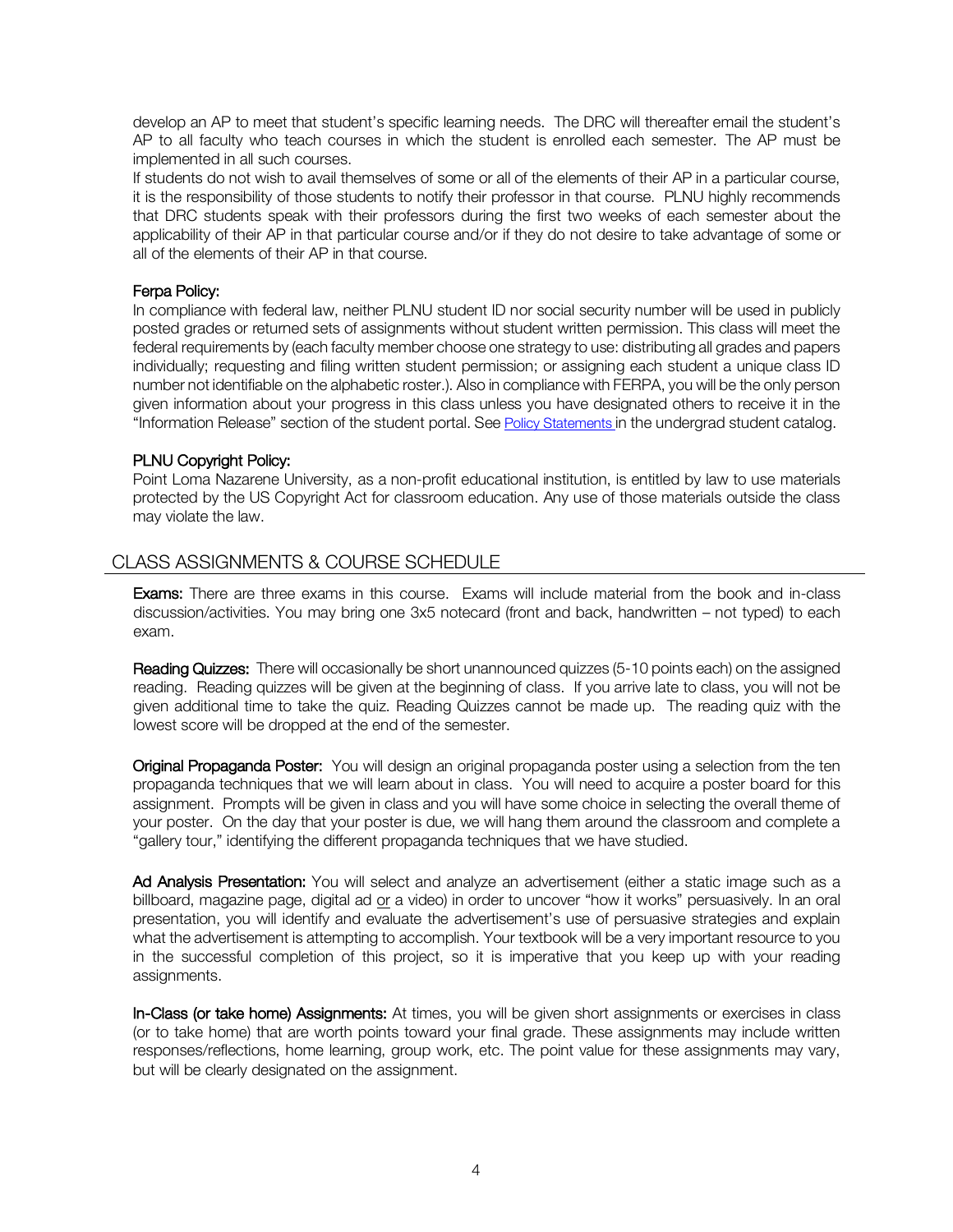develop an AP to meet that student's specific learning needs. The DRC will thereafter email the student's AP to all faculty who teach courses in which the student is enrolled each semester. The AP must be implemented in all such courses.

If students do not wish to avail themselves of some or all of the elements of their AP in a particular course, it is the responsibility of those students to notify their professor in that course. PLNU highly recommends that DRC students speak with their professors during the first two weeks of each semester about the applicability of their AP in that particular course and/or if they do not desire to take advantage of some or all of the elements of their AP in that course.

### Ferpa Policy:

In compliance with federal law, neither PLNU student ID nor social security number will be used in publicly posted grades or returned sets of assignments without student written permission. This class will meet the federal requirements by (each faculty member choose one strategy to use: distributing all grades and papers individually; requesting and filing written student permission; or assigning each student a unique class ID number not identifiable on the alphabetic roster.). Also in compliance with FERPA, you will be the only person given information about your progress in this class unless you have designated others to receive it in the "Information Release" section of the student portal. See Policy Statements in the undergrad student catalog.

### PLNU Copyright Policy:

Point Loma Nazarene University, as a non-profit educational institution, is entitled by law to use materials protected by the US Copyright Act for classroom education. Any use of those materials outside the class may violate the law.

## CLASS ASSIGNMENTS & COURSE SCHEDULE

**Exams:** There are three exams in this course. Exams will include material from the book and in-class discussion/activities. You may bring one 3x5 notecard (front and back, handwritten – not typed) to each exam.

**Reading Quizzes:** There will occasionally be short unannounced quizzes (5-10 points each) on the assigned reading. Reading quizzes will be given at the beginning of class. If you arrive late to class, you will not be given additional time to take the quiz. Reading Quizzes cannot be made up. The reading quiz with the lowest score will be dropped at the end of the semester.

**Original Propaganda Poster:** You will design an original propaganda poster using a selection from the ten propaganda techniques that we will learn about in class. You will need to acquire a poster board for this assignment. Prompts will be given in class and you will have some choice in selecting the overall theme of your poster. On the day that your poster is due, we will hang them around the classroom and complete a "gallery tour," identifying the different propaganda techniques that we have studied.

**Ad Analysis Presentation:** You will select and analyze an advertisement (either a static image such as a billboard, magazine page, digital ad <u>or</u> a video) in order to uncover "how it works" persuasively. In an oral presentation, you will identify and evaluate the advertisement's use of persuasive strategies and explain what the advertisement is attempting to accomplish. Your textbook will be a very important resource to you in the successful completion of this project, so it is imperative that you keep up with your reading assignments.

**In-Class (or take home) Assignments:** At times, you will be given short assignments or exercises in class (or to take home) that are worth points toward your final grade. These assignments may include written responses/reflections, home learning, group work, etc. The point value for these assignments may vary, but will be clearly designated on the assignment.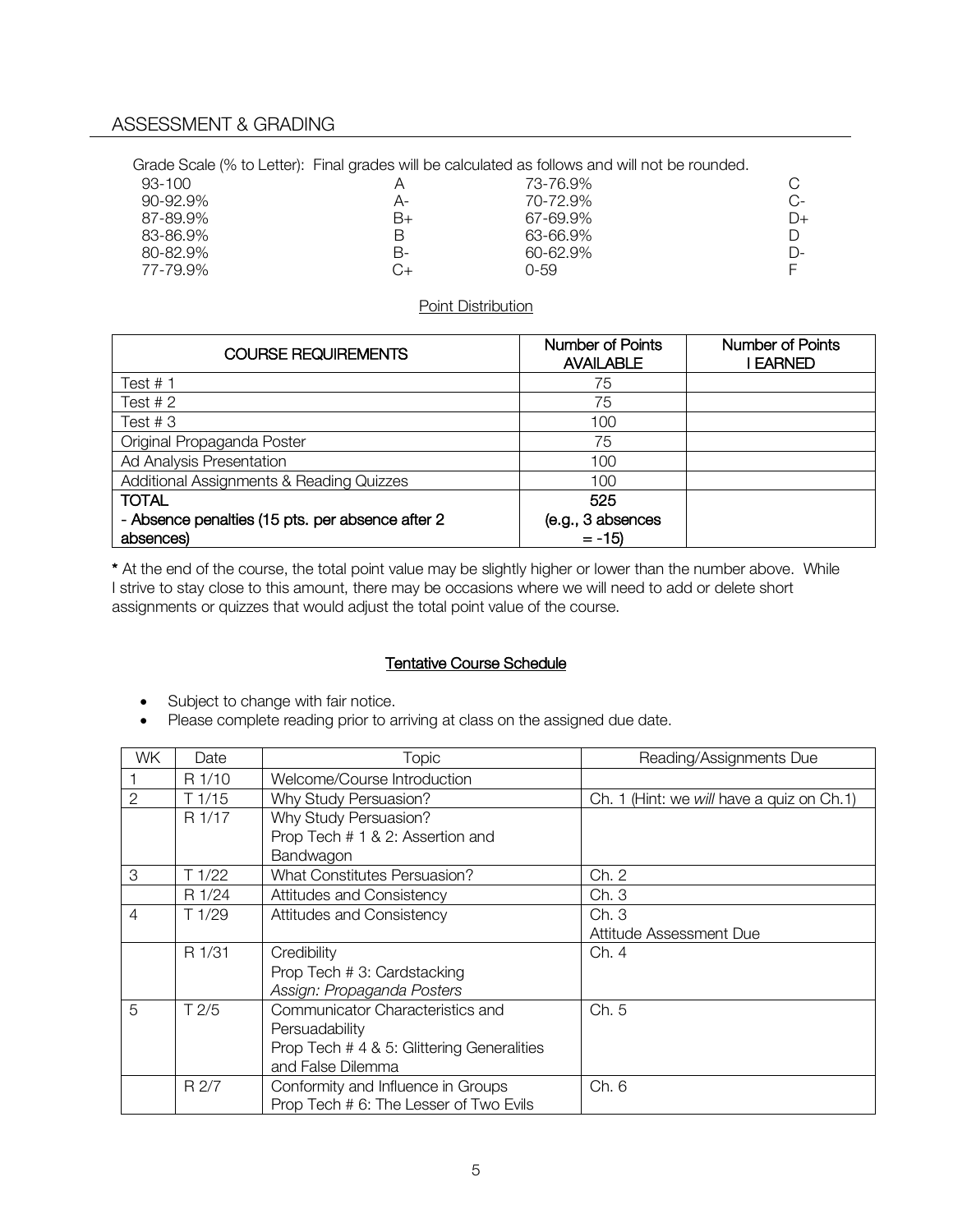## ASSESSMENT & GRADING

Grade Scale (% to Letter): Final grades will be calculated as follows and will not be rounded.

| | | | |
|---|---|---|---|
| 93-100 | A | 73-76.9% | C |
| 90-92.9% | A- | 70-72.9% | C- |
| 87-89.9% | B+ | 67-69.9% | D+ |
| 83-86.9% | B | 63-66.9% | D |
| 80-82.9% | B- | 60-62.9% | D- |
| 77-79.9% | C+ | 0-59 | F |

Point Distribution

| COURSE REQUIREMENTS | Number of Points AVAILABLE | Number of Points I EARNED |
|---|---|---|
| Test # 1 | 75 | |
| Test # 2 | 75 | |
| Test # 3 | 100 | |
| Original Propaganda Poster | 75 | |
| Ad Analysis Presentation | 100 | |
| Additional Assignments & Reading Quizzes | 100 | |
| **TOTAL** | **525** | |
| **- Absence penalties (15 pts. per absence after 2 absences)** | **(e.g., 3 absences = -15)** | |

**\*** At the end of the course, the total point value may be slightly higher or lower than the number above. While I strive to stay close to this amount, there may be occasions where we will need to add or delete short assignments or quizzes that would adjust the total point value of the course.

### Tentative Course Schedule

- Subject to change with fair notice.
- Please complete reading prior to arriving at class on the assigned due date.

| WK | Date | Topic | Reading/Assignments Due |
|---|---|---|---|
| 1 | R 1/10 | Welcome/Course Introduction | |
| 2 | T 1/15 | Why Study Persuasion? | Ch. 1 (Hint: we *will* have a quiz on Ch.1) |
| | R 1/17 | Why Study Persuasion?<br>Prop Tech # 1 & 2: Assertion and Bandwagon | |
| 3 | T 1/22 | What Constitutes Persuasion? | Ch. 2 |
| | R 1/24 | Attitudes and Consistency | Ch. 3 |
| 4 | T 1/29 | Attitudes and Consistency | Ch. 3<br>Attitude Assessment Due |
| | R 1/31 | Credibility<br>Prop Tech # 3: Cardstacking<br>*Assign: Propaganda Posters* | Ch. 4 |
| 5 | T 2/5 | Communicator Characteristics and Persuadability<br>Prop Tech # 4 & 5: Glittering Generalities and False Dilemma | Ch. 5 |
| | R 2/7 | Conformity and Influence in Groups<br>Prop Tech # 6: The Lesser of Two Evils | Ch. 6 |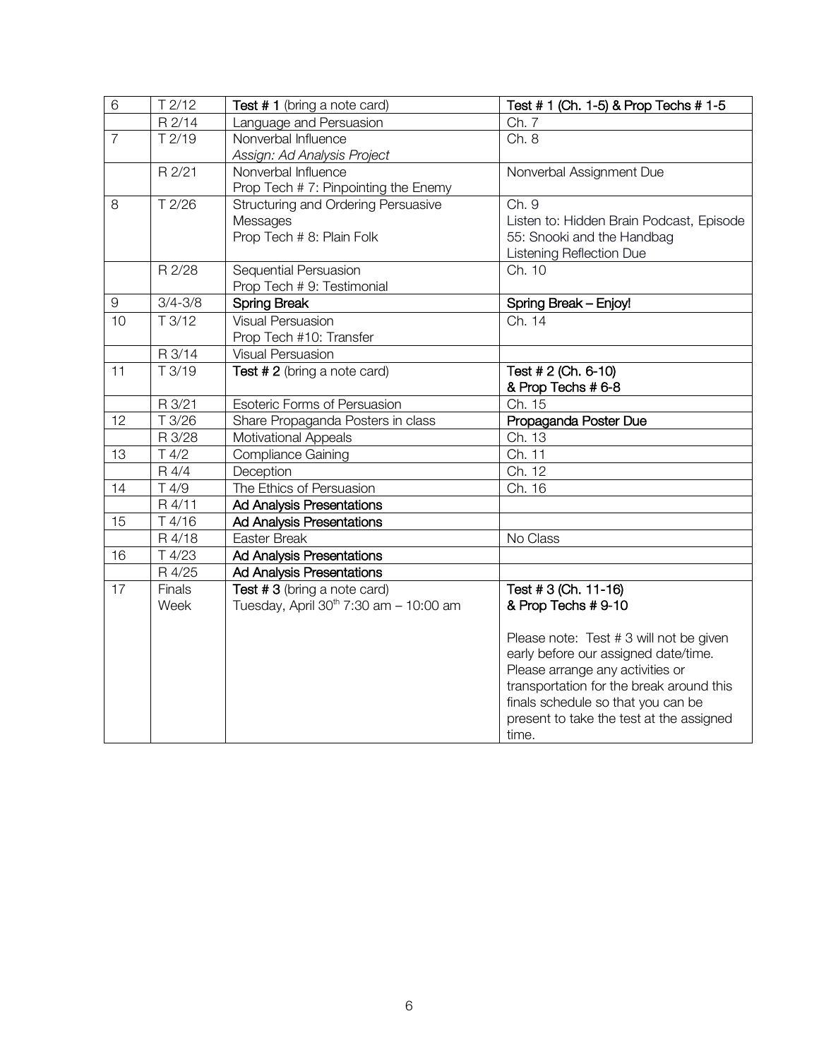| | | | |
|---|---|---|---|
| 6 | T 2/12 | **Test # 1** (bring a note card) | Test # 1 (Ch. 1-5) & Prop Techs # 1-5 |
| | R 2/14 | Language and Persuasion | Ch. 7 |
| 7 | T 2/19 | Nonverbal Influence<br>*Assign: Ad Analysis Project* | Ch. 8 |
| | R 2/21 | Nonverbal Influence<br>Prop Tech # 7: Pinpointing the Enemy | Nonverbal Assignment Due |
| 8 | T 2/26 | Structuring and Ordering Persuasive Messages<br>Prop Tech # 8: Plain Folk | Ch. 9<br>Listen to: Hidden Brain Podcast, Episode 55: Snooki and the Handbag<br>Listening Reflection Due |
| | R 2/28 | Sequential Persuasion<br>Prop Tech # 9: Testimonial | Ch. 10 |
| 9 | 3/4-3/8 | **Spring Break** | **Spring Break – Enjoy!** |
| 10 | T 3/12 | Visual Persuasion<br>Prop Tech #10: Transfer | Ch. 14 |
| | R 3/14 | Visual Persuasion | |
| 11 | T 3/19 | **Test # 2** (bring a note card) | Test # 2 (Ch. 6-10)<br>& Prop Techs # 6-8 |
| | R 3/21 | Esoteric Forms of Persuasion | Ch. 15 |
| 12 | T 3/26 | Share Propaganda Posters in class | **Propaganda Poster Due** |
| | R 3/28 | Motivational Appeals | Ch. 13 |
| 13 | T 4/2 | Compliance Gaining | Ch. 11 |
| | R 4/4 | Deception | Ch. 12 |
| 14 | T 4/9 | The Ethics of Persuasion | Ch. 16 |
| | R 4/11 | **Ad Analysis Presentations** | |
| 15 | T 4/16 | **Ad Analysis Presentations** | |
| | R 4/18 | Easter Break | No Class |
| 16 | T 4/23 | **Ad Analysis Presentations** | |
| | R 4/25 | **Ad Analysis Presentations** | |
| 17 | Finals Week | **Test # 3** (bring a note card)<br>Tuesday, April 30th 7:30 am – 10:00 am | Test # 3 (Ch. 11-16)<br>& Prop Techs # 9-10<br><br>Please note: Test # 3 will not be given early before our assigned date/time. Please arrange any activities or transportation for the break around this finals schedule so that you can be present to take the test at the assigned time. |